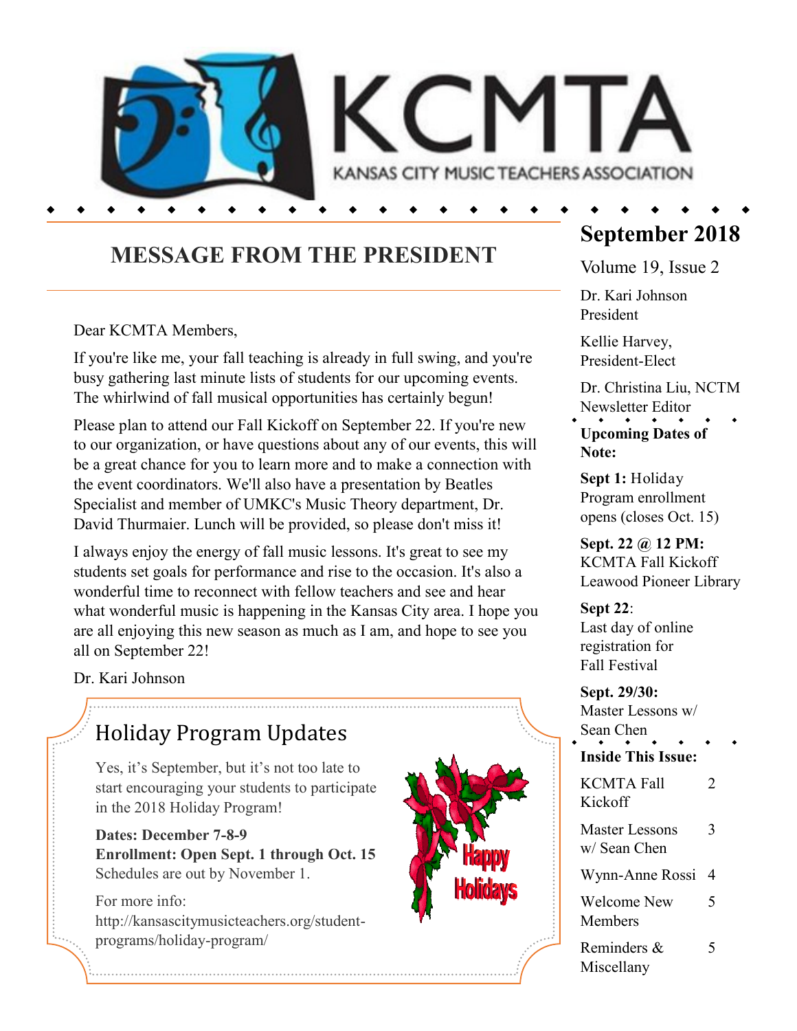# KCMTA

KANSAS CITY MUSIC TEACHERS ASSOCIATION

## MESSAGE FROM THE PRESIDENT

Dear KCMTA Members,

If you're like me, your fall teaching is already in full swing, and you're busy gathering last minute lists of students for our upcoming events. The whirlwind of fall musical opportunities has certainly begun!

Please plan to attend our Fall Kickoff on September 22. If you're new to our organization, or have questions about any of our events, this will be a great chance for you to learn more and to make a connection with the event coordinators. We'll also have a presentation by Beatles Specialist and member of UMKC's Music Theory department, Dr. David Thurmaier. Lunch will be provided, so please don't miss it!

I always enjoy the energy of fall music lessons. It's great to see my students set goals for performance and rise to the occasion. It's also a wonderful time to reconnect with fellow teachers and see and hear what wonderful music is happening in the Kansas City area. I hope you are all enjoying this new season as much as I am, and hope to see you all on September 22!

Dr. Kari Johnson

## Holiday Program Updates

Yes, it's September, but it's not too late to start encouraging your students to participate in the 2018 Holiday Program!

**Dates: December 7-8-9**
**Enrollment: Open Sept. 1 through Oct. 15**
Schedules are out by November 1.

For more info:
http://kansascitymusicteachers.org/student-programs/holiday-program/

Happy Holidays

## September 2018

Volume 19, Issue 2

Dr. Kari Johnson
President

Kellie Harvey,
President-Elect

Dr. Christina Liu, NCTM
Newsletter Editor

**Upcoming Dates of Note:**

**Sept 1:** Holiday Program enrollment opens (closes Oct. 15)

**Sept. 22 @ 12 PM:** KCMTA Fall Kickoff Leawood Pioneer Library

**Sept 22**: Last day of online registration for Fall Festival

**Sept. 29/30:** Master Lessons w/ Sean Chen

**Inside This Issue:**

| | |
|---|---|
| KCMTA Fall Kickoff | 2 |
| Master Lessons w/ Sean Chen | 3 |
| Wynn-Anne Rossi | 4 |
| Welcome New Members | 5 |
| Reminders & Miscellany | 5 |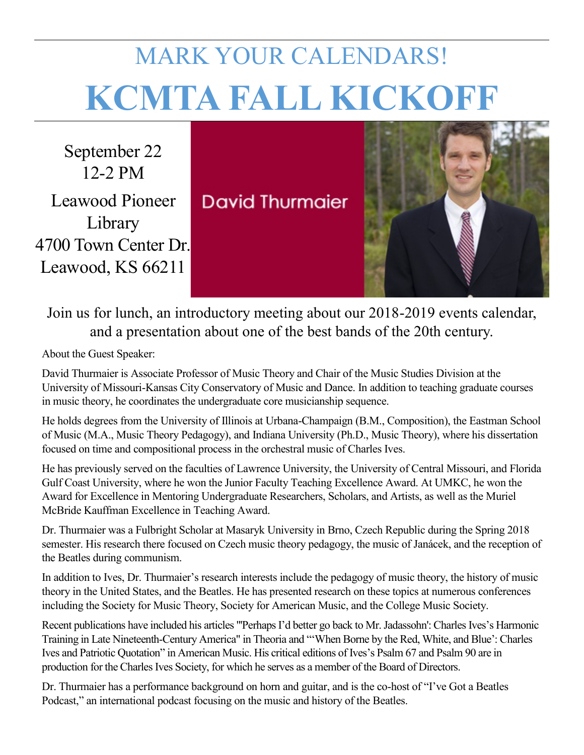# MARK YOUR CALENDARS!

# KCMTA FALL KICKOFF

September 22
12-2 PM

Leawood Pioneer Library
4700 Town Center Dr.
Leawood, KS 66211

David Thurmaier

Join us for lunch, an introductory meeting about our 2018-2019 events calendar, and a presentation about one of the best bands of the 20th century.

About the Guest Speaker:

David Thurmaier is Associate Professor of Music Theory and Chair of the Music Studies Division at the University of Missouri-Kansas City Conservatory of Music and Dance. In addition to teaching graduate courses in music theory, he coordinates the undergraduate core musicianship sequence.

He holds degrees from the University of Illinois at Urbana-Champaign (B.M., Composition), the Eastman School of Music (M.A., Music Theory Pedagogy), and Indiana University (Ph.D., Music Theory), where his dissertation focused on time and compositional process in the orchestral music of Charles Ives.

He has previously served on the faculties of Lawrence University, the University of Central Missouri, and Florida Gulf Coast University, where he won the Junior Faculty Teaching Excellence Award. At UMKC, he won the Award for Excellence in Mentoring Undergraduate Researchers, Scholars, and Artists, as well as the Muriel McBride Kauffman Excellence in Teaching Award.

Dr. Thurmaier was a Fulbright Scholar at Masaryk University in Brno, Czech Republic during the Spring 2018 semester. His research there focused on Czech music theory pedagogy, the music of Janácek, and the reception of the Beatles during communism.

In addition to Ives, Dr. Thurmaier's research interests include the pedagogy of music theory, the history of music theory in the United States, and the Beatles. He has presented research on these topics at numerous conferences including the Society for Music Theory, Society for American Music, and the College Music Society.

Recent publications have included his articles "'Perhaps I'd better go back to Mr. Jadassohn': Charles Ives's Harmonic Training in Late Nineteenth-Century America" in Theoria and "'When Borne by the Red, White, and Blue': Charles Ives and Patriotic Quotation" in American Music. His critical editions of Ives's Psalm 67 and Psalm 90 are in production for the Charles Ives Society, for which he serves as a member of the Board of Directors.

Dr. Thurmaier has a performance background on horn and guitar, and is the co-host of "I've Got a Beatles Podcast," an international podcast focusing on the music and history of the Beatles.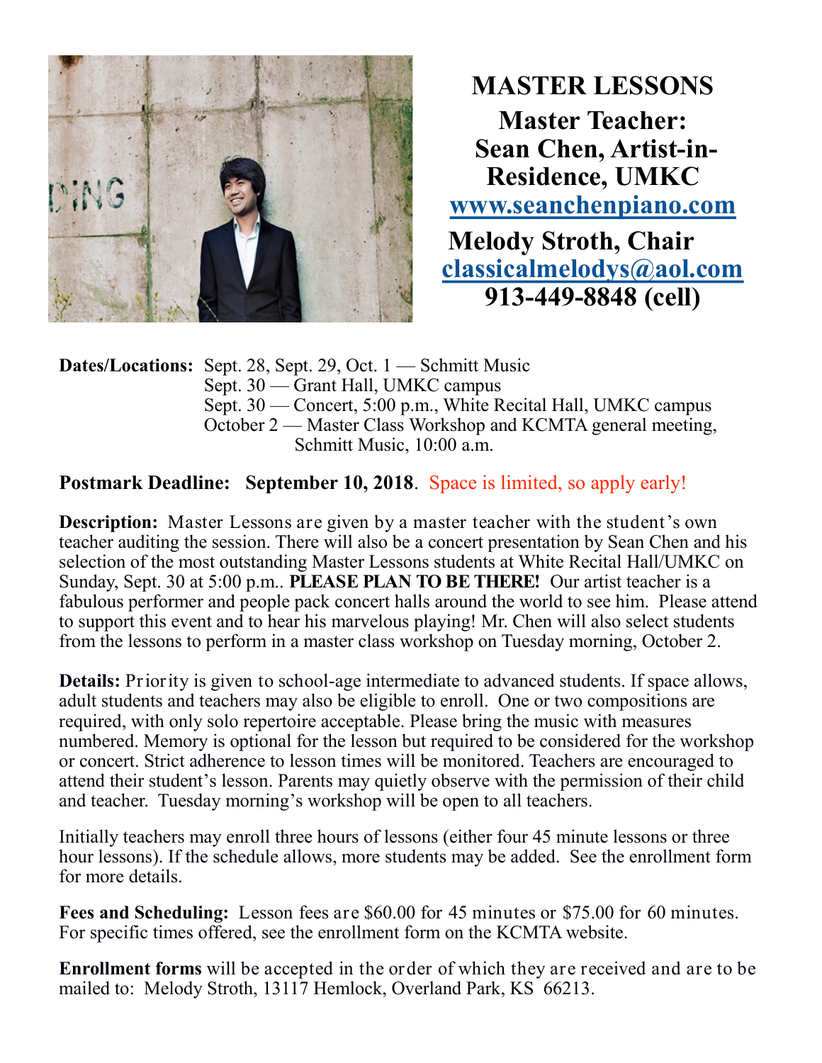# MASTER LESSONS

## Master Teacher: Sean Chen, Artist-in-Residence, UMKC

**www.seanchenpiano.com**

## Melody Stroth, Chair

**classicalmelodys@aol.com**

**913-449-8848 (cell)**

**Dates/Locations:** Sept. 28, Sept. 29, Oct. 1 — Schmitt Music
Sept. 30 — Grant Hall, UMKC campus
Sept. 30 — Concert, 5:00 p.m., White Recital Hall, UMKC campus
October 2 — Master Class Workshop and KCMTA general meeting, Schmitt Music, 10:00 a.m.

**Postmark Deadline: September 10, 2018**. Space is limited, so apply early!

**Description:** Master Lessons are given by a master teacher with the student's own teacher auditing the session. There will also be a concert presentation by Sean Chen and his selection of the most outstanding Master Lessons students at White Recital Hall/UMKC on Sunday, Sept. 30 at 5:00 p.m.. **PLEASE PLAN TO BE THERE!** Our artist teacher is a fabulous performer and people pack concert halls around the world to see him. Please attend to support this event and to hear his marvelous playing! Mr. Chen will also select students from the lessons to perform in a master class workshop on Tuesday morning, October 2.

**Details:** Priority is given to school-age intermediate to advanced students. If space allows, adult students and teachers may also be eligible to enroll. One or two compositions are required, with only solo repertoire acceptable. Please bring the music with measures numbered. Memory is optional for the lesson but required to be considered for the workshop or concert. Strict adherence to lesson times will be monitored. Teachers are encouraged to attend their student's lesson. Parents may quietly observe with the permission of their child and teacher. Tuesday morning's workshop will be open to all teachers.

Initially teachers may enroll three hours of lessons (either four 45 minute lessons or three hour lessons). If the schedule allows, more students may be added. See the enrollment form for more details.

**Fees and Scheduling:** Lesson fees are $60.00 for 45 minutes or $75.00 for 60 minutes. For specific times offered, see the enrollment form on the KCMTA website.

**Enrollment forms** will be accepted in the order of which they are received and are to be mailed to: Melody Stroth, 13117 Hemlock, Overland Park, KS 66213.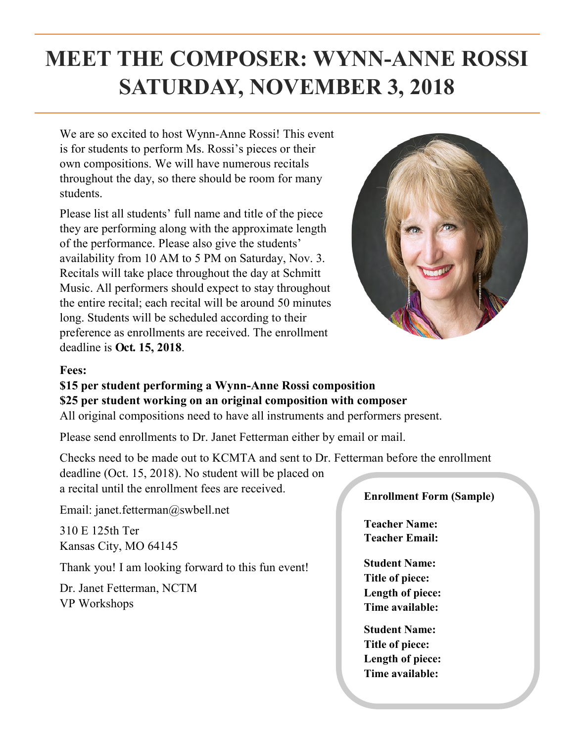# MEET THE COMPOSER: WYNN-ANNE ROSSI SATURDAY, NOVEMBER 3, 2018

We are so excited to host Wynn-Anne Rossi! This event is for students to perform Ms. Rossi's pieces or their own compositions. We will have numerous recitals throughout the day, so there should be room for many students.

Please list all students' full name and title of the piece they are performing along with the approximate length of the performance. Please also give the students' availability from 10 AM to 5 PM on Saturday, Nov. 3. Recitals will take place throughout the day at Schmitt Music. All performers should expect to stay throughout the entire recital; each recital will be around 50 minutes long. Students will be scheduled according to their preference as enrollments are received. The enrollment deadline is **Oct. 15, 2018**.

**Fees:**

**$15 per student performing a Wynn-Anne Rossi composition**
**$25 per student working on an original composition with composer**
All original compositions need to have all instruments and performers present.

Please send enrollments to Dr. Janet Fetterman either by email or mail.

Checks need to be made out to KCMTA and sent to Dr. Fetterman before the enrollment deadline (Oct. 15, 2018). No student will be placed on a recital until the enrollment fees are received.

Email: janet.fetterman@swbell.net

310 E 125th Ter
Kansas City, MO 64145

Thank you! I am looking forward to this fun event!

Dr. Janet Fetterman, NCTM
VP Workshops

**Enrollment Form (Sample)**

**Teacher Name:**
**Teacher Email:**

**Student Name:**
**Title of piece:**
**Length of piece:**
**Time available:**

**Student Name:**
**Title of piece:**
**Length of piece:**
**Time available:**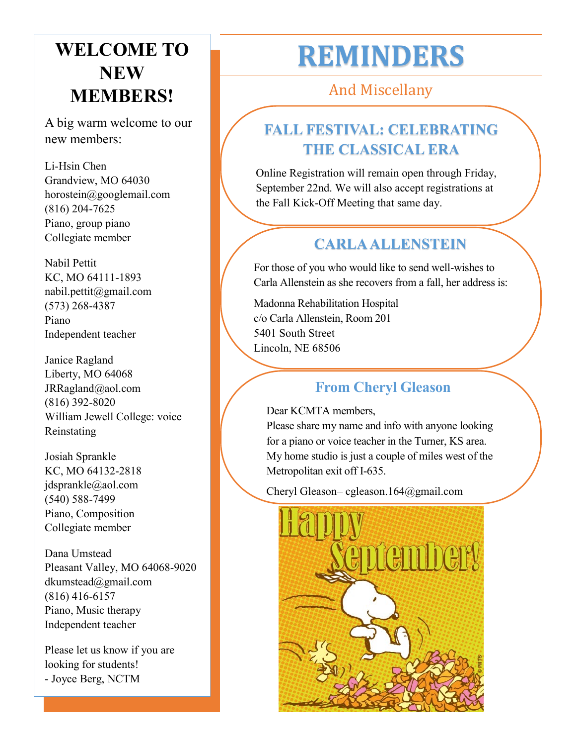# WELCOME TO NEW MEMBERS!

A big warm welcome to our new members:

Li-Hsin Chen
Grandview, MO 64030
horostein@googlemail.com
(816) 204-7625
Piano, group piano
Collegiate member

Nabil Pettit
KC, MO 64111-1893
nabil.pettit@gmail.com
(573) 268-4387
Piano
Independent teacher

Janice Ragland
Liberty, MO 64068
JRRagland@aol.com
(816) 392-8020
William Jewell College: voice
Reinstating

Josiah Sprankle
KC, MO 64132-2818
jdsprankle@aol.com
(540) 588-7499
Piano, Composition
Collegiate member

Dana Umstead
Pleasant Valley, MO 64068-9020
dkumstead@gmail.com
(816) 416-6157
Piano, Music therapy
Independent teacher

Please let us know if you are looking for students!
- Joyce Berg, NCTM

# REMINDERS

And Miscellany

## FALL FESTIVAL: CELEBRATING THE CLASSICAL ERA

Online Registration will remain open through Friday, September 22nd. We will also accept registrations at the Fall Kick-Off Meeting that same day.

## CARLA ALLENSTEIN

For those of you who would like to send well-wishes to Carla Allenstein as she recovers from a fall, her address is:

Madonna Rehabilitation Hospital
c/o Carla Allenstein, Room 201
5401 South Street
Lincoln, NE 68506

## From Cheryl Gleason

Dear KCMTA members,
Please share my name and info with anyone looking for a piano or voice teacher in the Turner, KS area. My home studio is just a couple of miles west of the Metropolitan exit off I-635.

Cheryl Gleason– cgleason.164@gmail.com

Happy September!